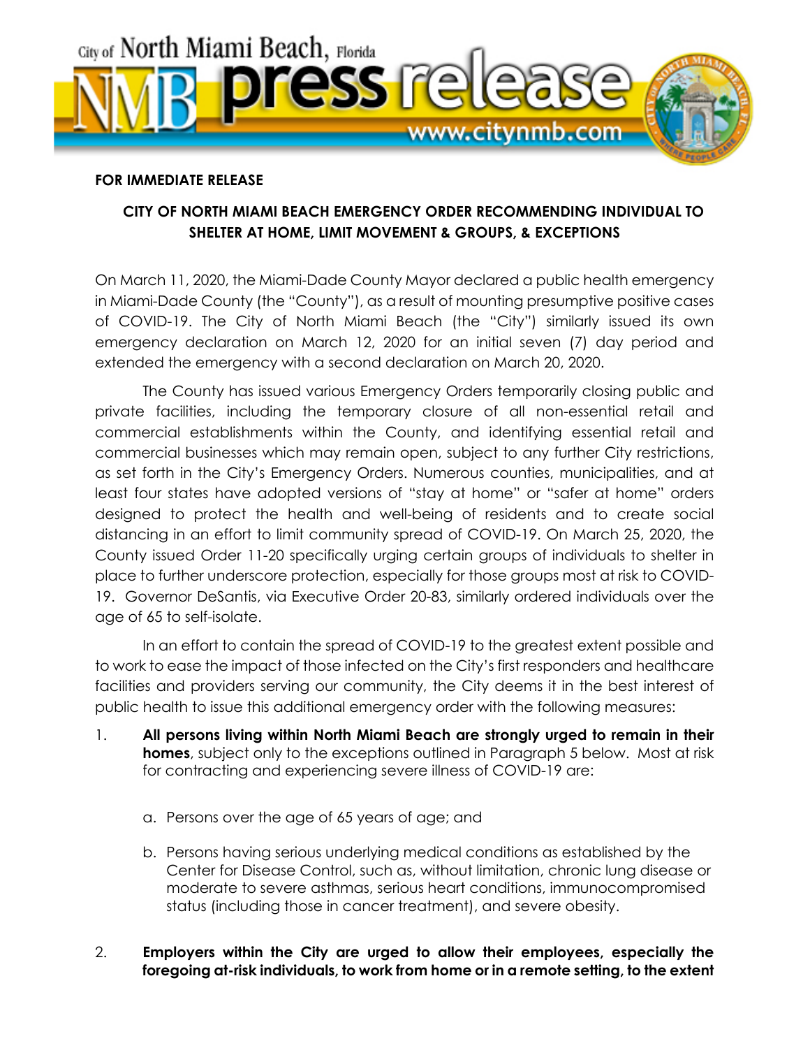City of North Miami Beach, Florida

NMB press release www.citynmb.com

**FOR IMMEDIATE RELEASE**

## CITY OF NORTH MIAMI BEACH EMERGENCY ORDER RECOMMENDING INDIVIDUAL TO SHELTER AT HOME, LIMIT MOVEMENT & GROUPS, & EXCEPTIONS

On March 11, 2020, the Miami-Dade County Mayor declared a public health emergency in Miami-Dade County (the "County"), as a result of mounting presumptive positive cases of COVID-19. The City of North Miami Beach (the "City") similarly issued its own emergency declaration on March 12, 2020 for an initial seven (7) day period and extended the emergency with a second declaration on March 20, 2020.

The County has issued various Emergency Orders temporarily closing public and private facilities, including the temporary closure of all non-essential retail and commercial establishments within the County, and identifying essential retail and commercial businesses which may remain open, subject to any further City restrictions, as set forth in the City's Emergency Orders. Numerous counties, municipalities, and at least four states have adopted versions of "stay at home" or "safer at home" orders designed to protect the health and well-being of residents and to create social distancing in an effort to limit community spread of COVID-19. On March 25, 2020, the County issued Order 11-20 specifically urging certain groups of individuals to shelter in place to further underscore protection, especially for those groups most at risk to COVID-19. Governor DeSantis, via Executive Order 20-83, similarly ordered individuals over the age of 65 to self-isolate.

In an effort to contain the spread of COVID-19 to the greatest extent possible and to work to ease the impact of those infected on the City's first responders and healthcare facilities and providers serving our community, the City deems it in the best interest of public health to issue this additional emergency order with the following measures:

1. **All persons living within North Miami Beach are strongly urged to remain in their homes**, subject only to the exceptions outlined in Paragraph 5 below. Most at risk for contracting and experiencing severe illness of COVID-19 are:

    a. Persons over the age of 65 years of age; and

    b. Persons having serious underlying medical conditions as established by the Center for Disease Control, such as, without limitation, chronic lung disease or moderate to severe asthmas, serious heart conditions, immunocompromised status (including those in cancer treatment), and severe obesity.

2. **Employers within the City are urged to allow their employees, especially the foregoing at-risk individuals, to work from home or in a remote setting, to the extent**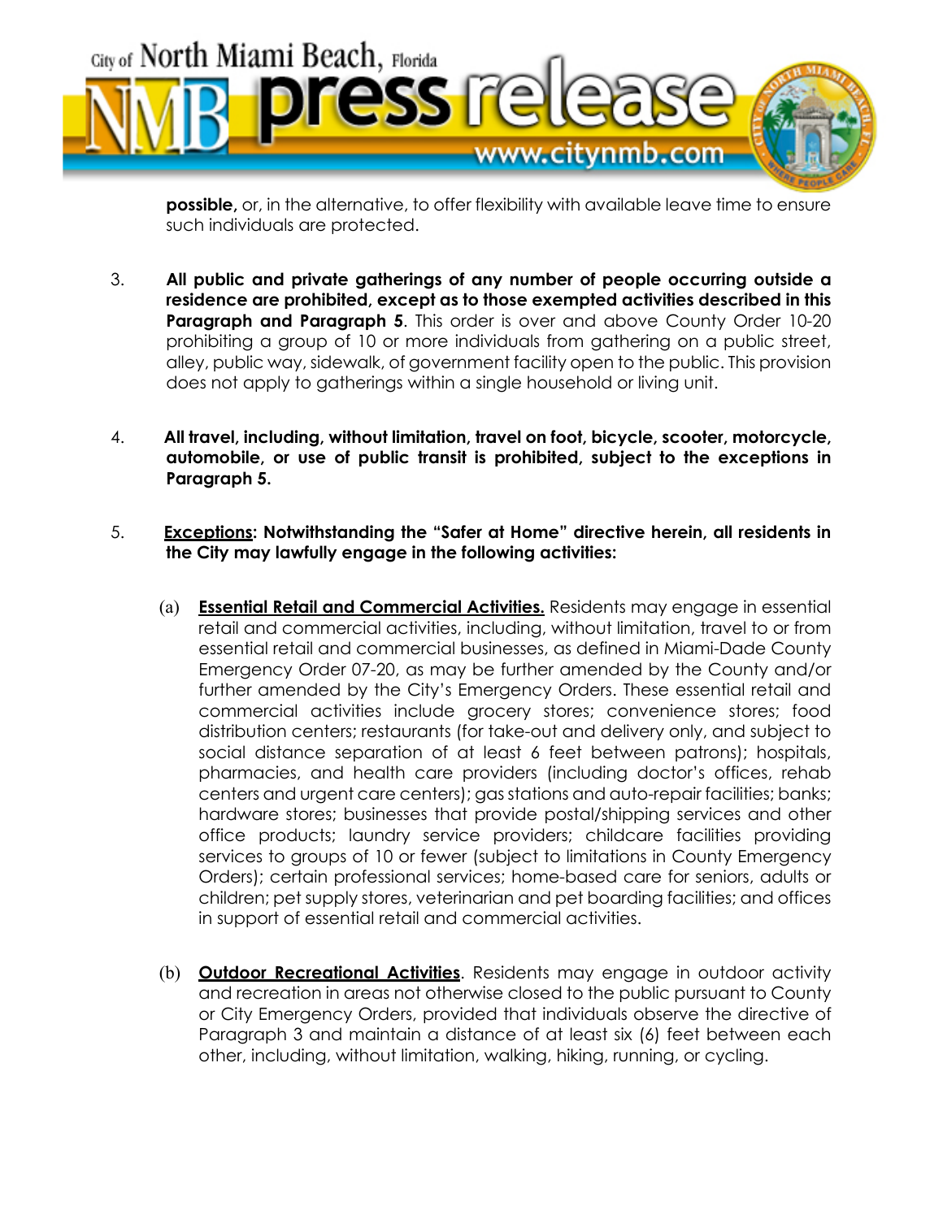**possible,** or, in the alternative, to offer flexibility with available leave time to ensure such individuals are protected.

3. **All public and private gatherings of any number of people occurring outside a residence are prohibited, except as to those exempted activities described in this Paragraph and Paragraph 5**. This order is over and above County Order 10-20 prohibiting a group of 10 or more individuals from gathering on a public street, alley, public way, sidewalk, of government facility open to the public. This provision does not apply to gatherings within a single household or living unit.

4. **All travel, including, without limitation, travel on foot, bicycle, scooter, motorcycle, automobile, or use of public transit is prohibited, subject to the exceptions in Paragraph 5.**

5. **<u>Exceptions</u>: Notwithstanding the "Safer at Home" directive herein, all residents in the City may lawfully engage in the following activities:**

   (a) **<u>Essential Retail and Commercial Activities.</u>** Residents may engage in essential retail and commercial activities, including, without limitation, travel to or from essential retail and commercial businesses, as defined in Miami-Dade County Emergency Order 07-20, as may be further amended by the County and/or further amended by the City's Emergency Orders. These essential retail and commercial activities include grocery stores; convenience stores; food distribution centers; restaurants (for take-out and delivery only, and subject to social distance separation of at least 6 feet between patrons); hospitals, pharmacies, and health care providers (including doctor's offices, rehab centers and urgent care centers); gas stations and auto-repair facilities; banks; hardware stores; businesses that provide postal/shipping services and other office products; laundry service providers; childcare facilities providing services to groups of 10 or fewer (subject to limitations in County Emergency Orders); certain professional services; home-based care for seniors, adults or children; pet supply stores, veterinarian and pet boarding facilities; and offices in support of essential retail and commercial activities.

   (b) **<u>Outdoor Recreational Activities</u>**. Residents may engage in outdoor activity and recreation in areas not otherwise closed to the public pursuant to County or City Emergency Orders, provided that individuals observe the directive of Paragraph 3 and maintain a distance of at least six (6) feet between each other, including, without limitation, walking, hiking, running, or cycling.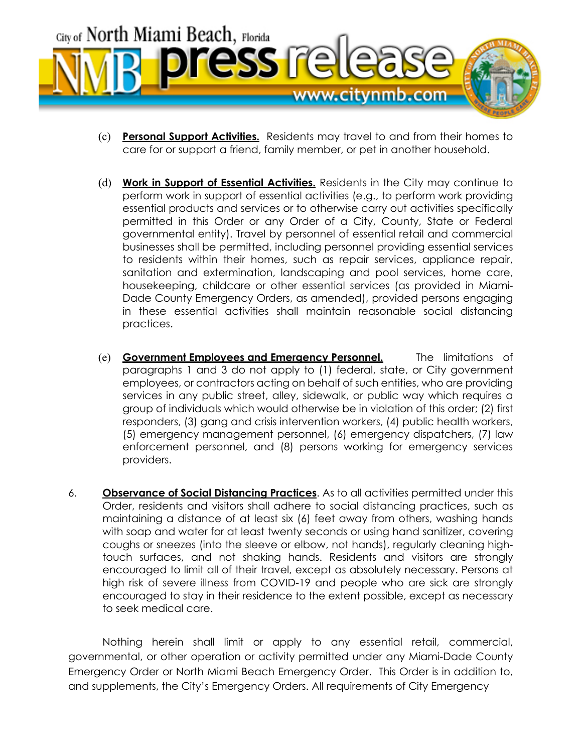(c) **Personal Support Activities.** Residents may travel to and from their homes to care for or support a friend, family member, or pet in another household.

(d) **Work in Support of Essential Activities.** Residents in the City may continue to perform work in support of essential activities (e.g., to perform work providing essential products and services or to otherwise carry out activities specifically permitted in this Order or any Order of a City, County, State or Federal governmental entity). Travel by personnel of essential retail and commercial businesses shall be permitted, including personnel providing essential services to residents within their homes, such as repair services, appliance repair, sanitation and extermination, landscaping and pool services, home care, housekeeping, childcare or other essential services (as provided in Miami-Dade County Emergency Orders, as amended), provided persons engaging in these essential activities shall maintain reasonable social distancing practices.

(e) **Government Employees and Emergency Personnel.** The limitations of paragraphs 1 and 3 do not apply to (1) federal, state, or City government employees, or contractors acting on behalf of such entities, who are providing services in any public street, alley, sidewalk, or public way which requires a group of individuals which would otherwise be in violation of this order; (2) first responders, (3) gang and crisis intervention workers, (4) public health workers, (5) emergency management personnel, (6) emergency dispatchers, (7) law enforcement personnel, and (8) persons working for emergency services providers.

6. **Observance of Social Distancing Practices**. As to all activities permitted under this Order, residents and visitors shall adhere to social distancing practices, such as maintaining a distance of at least six (6) feet away from others, washing hands with soap and water for at least twenty seconds or using hand sanitizer, covering coughs or sneezes (into the sleeve or elbow, not hands), regularly cleaning high-touch surfaces, and not shaking hands. Residents and visitors are strongly encouraged to limit all of their travel, except as absolutely necessary. Persons at high risk of severe illness from COVID-19 and people who are sick are strongly encouraged to stay in their residence to the extent possible, except as necessary to seek medical care.

Nothing herein shall limit or apply to any essential retail, commercial, governmental, or other operation or activity permitted under any Miami-Dade County Emergency Order or North Miami Beach Emergency Order. This Order is in addition to, and supplements, the City's Emergency Orders. All requirements of City Emergency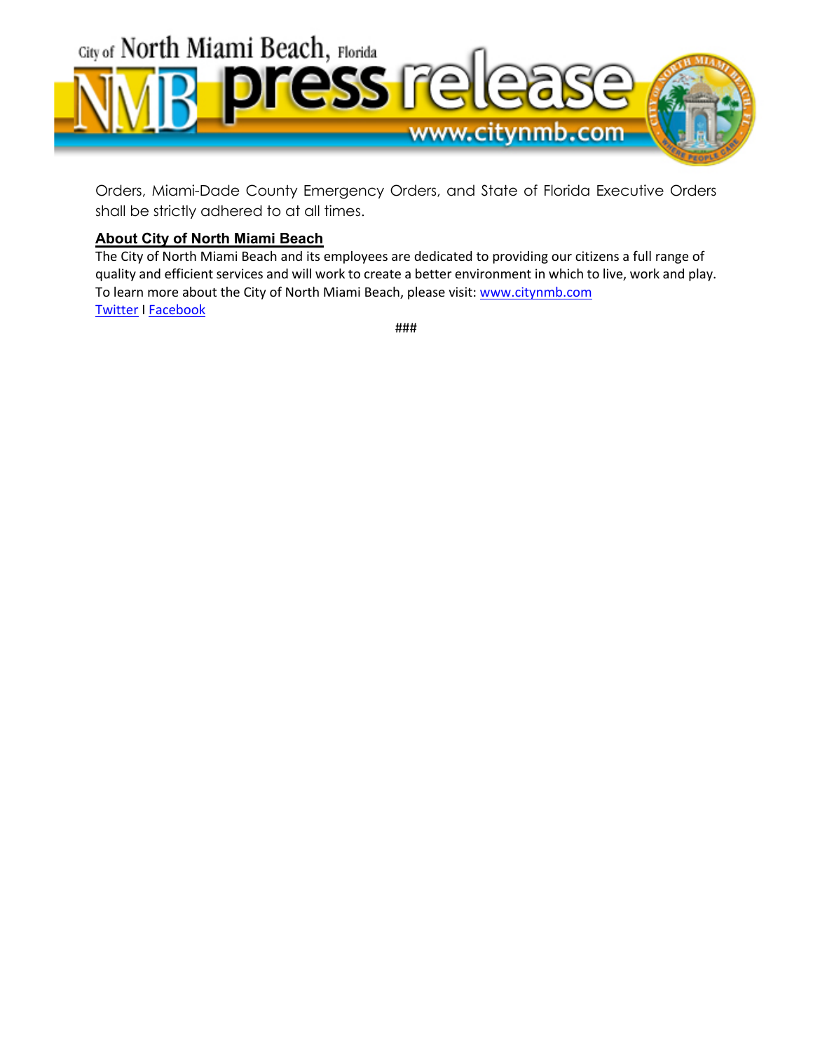Orders, Miami-Dade County Emergency Orders, and State of Florida Executive Orders shall be strictly adhered to at all times.

**About City of North Miami Beach**

The City of North Miami Beach and its employees are dedicated to providing our citizens a full range of quality and efficient services and will work to create a better environment in which to live, work and play. To learn more about the City of North Miami Beach, please visit: www.citynmb.com

Twitter I Facebook

###